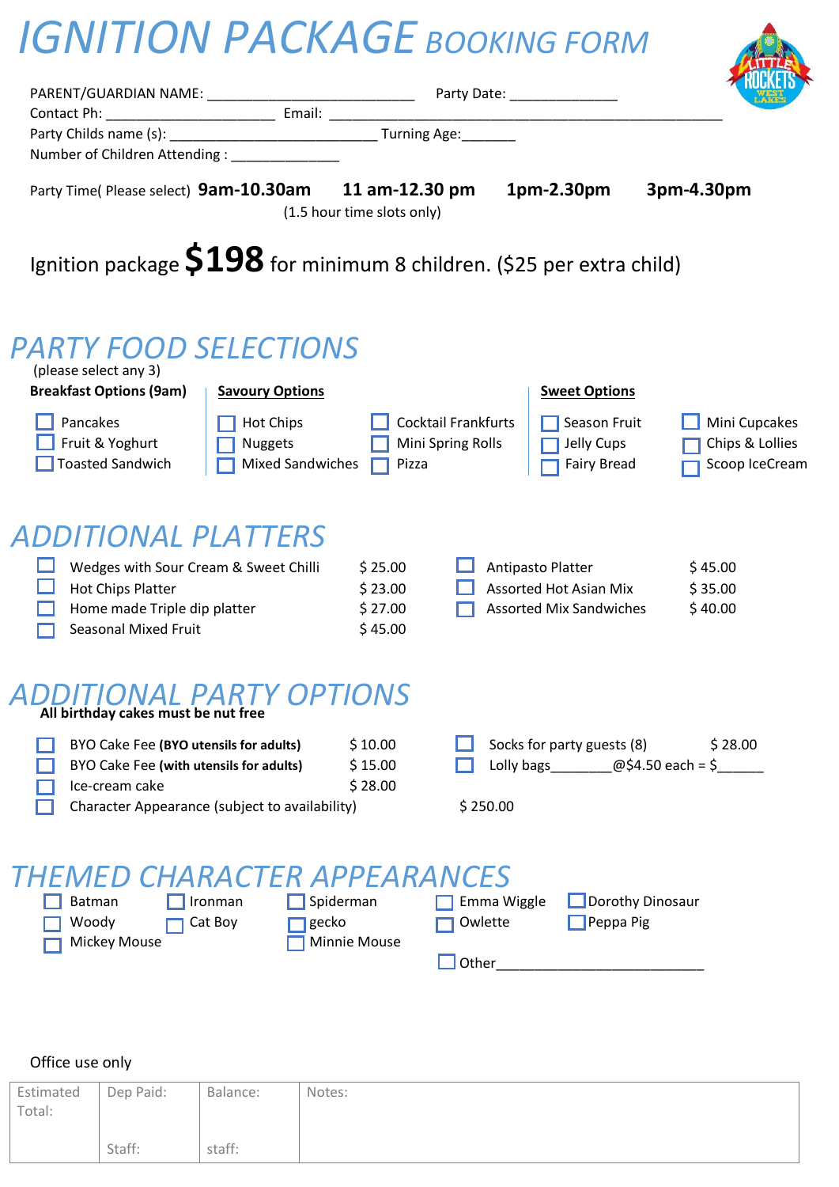# IGNITION PACKAGE BOOKING FORM

PARENT/GUARDIAN NAME: ___________________________ Party Date: ______________

Contact Ph: ______________________ Email: ___________________________________________________

Party Childs name (s): ___________________________ Turning Age:_______

Number of Children Attending : ______________

Party Time( Please select) **9am-10.30am** **11 am-12.30 pm** **1pm-2.30pm** **3pm-4.30pm**

(1.5 hour time slots only)

Ignition package **$198** for minimum 8 children. ($25 per extra child)

## PARTY FOOD SELECTIONS

(please select any 3)

**Breakfast Options (9am)**

- ☐ Pancakes
- ☐ Fruit & Yoghurt
- ☐ Toasted Sandwich

**Savoury Options**

- ☐ Hot Chips
- ☐ Nuggets
- ☐ Mixed Sandwiches
- ☐ Cocktail Frankfurts
- ☐ Mini Spring Rolls
- ☐ Pizza

**Sweet Options**

- ☐ Season Fruit
- ☐ Jelly Cups
- ☐ Fairy Bread
- ☐ Mini Cupcakes
- ☐ Chips & Lollies
- ☐ Scoop IceCream

## ADDITIONAL PLATTERS

| Item | Price |
|---|---|
| ☐ Wedges with Sour Cream & Sweet Chilli | $ 25.00 |
| ☐ Hot Chips Platter | $ 23.00 |
| ☐ Home made Triple dip platter | $ 27.00 |
| ☐ Seasonal Mixed Fruit | $ 45.00 |
| ☐ Antipasto Platter | $ 45.00 |
| ☐ Assorted Hot Asian Mix | $ 35.00 |
| ☐ Assorted Mix Sandwiches | $ 40.00 |

## ADDITIONAL PARTY OPTIONS

**All birthday cakes must be nut free**

| Item | Price |
|---|---|
| ☐ BYO Cake Fee **(BYO utensils for adults)** | $ 10.00 |
| ☐ BYO Cake Fee **(with utensils for adults)** | $ 15.00 |
| ☐ Ice-cream cake | $ 28.00 |
| ☐ Character Appearance (subject to availability) | $ 250.00 |
| ☐ Socks for party guests (8) | $ 28.00 |
| ☐ Lolly bags________@$4.50 each = $______ | |

## THEMED CHARACTER APPEARANCES

- ☐ Batman
- ☐ Woody
- ☐ Mickey Mouse
- ☐ Ironman
- ☐ Cat Boy
- ☐ Spiderman
- ☐ gecko
- ☐ Minnie Mouse
- ☐ Emma Wiggle
- ☐ Owlette
- ☐ Dorothy Dinosaur
- ☐ Peppa Pig
- ☐ Other___________________________

Office use only

| Estimated Total: | Dep Paid: | Balance: | Notes: |
|---|---|---|---|
| | Staff: | staff: | |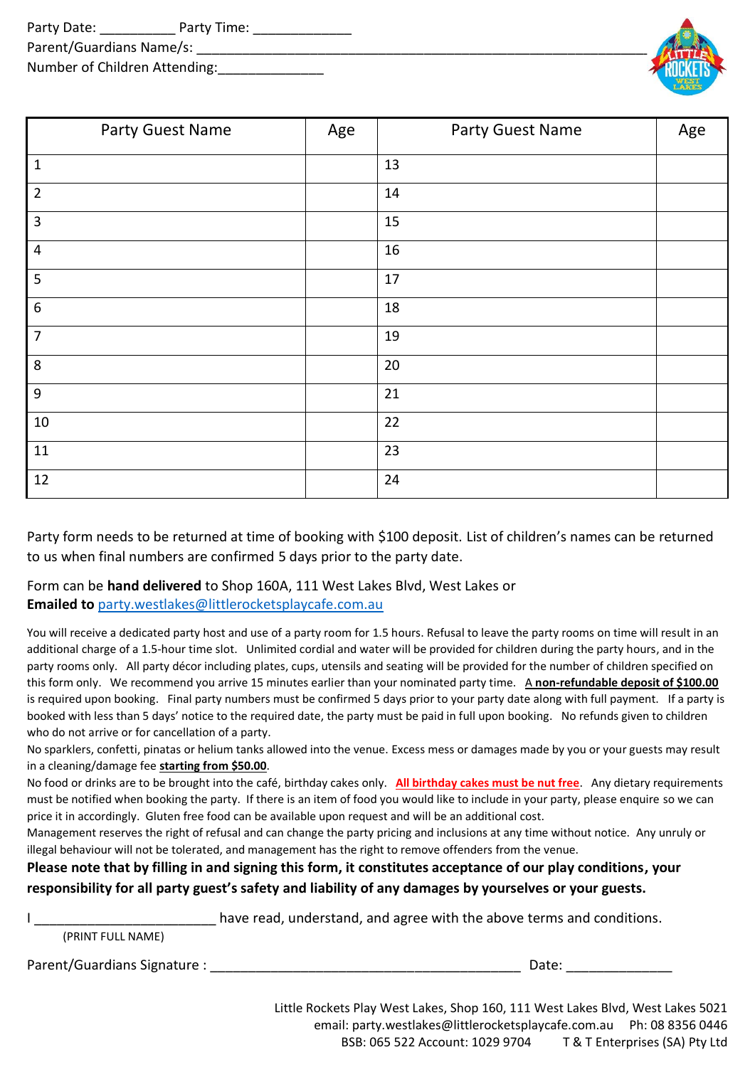Party Date: __________ Party Time: _____________

Parent/Guardians Name/s: ______________________________________________________________

Number of Children Attending:______________

| Party Guest Name | Age | Party Guest Name | Age |
|---|---|---|---|
| 1 | | 13 | |
| 2 | | 14 | |
| 3 | | 15 | |
| 4 | | 16 | |
| 5 | | 17 | |
| 6 | | 18 | |
| 7 | | 19 | |
| 8 | | 20 | |
| 9 | | 21 | |
| 10 | | 22 | |
| 11 | | 23 | |
| 12 | | 24 | |

Party form needs to be returned at time of booking with $100 deposit. List of children's names can be returned to us when final numbers are confirmed 5 days prior to the party date.

Form can be **hand delivered** to Shop 160A, 111 West Lakes Blvd, West Lakes or
**Emailed to** party.westlakes@littlerocketsplaycafe.com.au

You will receive a dedicated party host and use of a party room for 1.5 hours. Refusal to leave the party rooms on time will result in an additional charge of a 1.5-hour time slot. Unlimited cordial and water will be provided for children during the party hours, and in the party rooms only. All party décor including plates, cups, utensils and seating will be provided for the number of children specified on this form only. We recommend you arrive 15 minutes earlier than your nominated party time. A **non-refundable deposit of $100.00** is required upon booking. Final party numbers must be confirmed 5 days prior to your party date along with full payment. If a party is booked with less than 5 days' notice to the required date, the party must be paid in full upon booking. No refunds given to children who do not arrive or for cancellation of a party.

No sparklers, confetti, pinatas or helium tanks allowed into the venue. Excess mess or damages made by you or your guests may result in a cleaning/damage fee **starting from $50.00**.

No food or drinks are to be brought into the café, birthday cakes only. **All birthday cakes must be nut free**. Any dietary requirements must be notified when booking the party. If there is an item of food you would like to include in your party, please enquire so we can price it in accordingly. Gluten free food can be available upon request and will be an additional cost.

Management reserves the right of refusal and can change the party pricing and inclusions at any time without notice. Any unruly or illegal behaviour will not be tolerated, and management has the right to remove offenders from the venue.

**Please note that by filling in and signing this form, it constitutes acceptance of our play conditions, your responsibility for all party guest's safety and liability of any damages by yourselves or your guests.**

I ________________________ have read, understand, and agree with the above terms and conditions.
(PRINT FULL NAME)

Parent/Guardians Signature : ________________________________________ Date: ______________

Little Rockets Play West Lakes, Shop 160, 111 West Lakes Blvd, West Lakes 5021
email: party.westlakes@littlerocketsplaycafe.com.au Ph: 08 8356 0446
BSB: 065 522 Account: 1029 9704 T & T Enterprises (SA) Pty Ltd